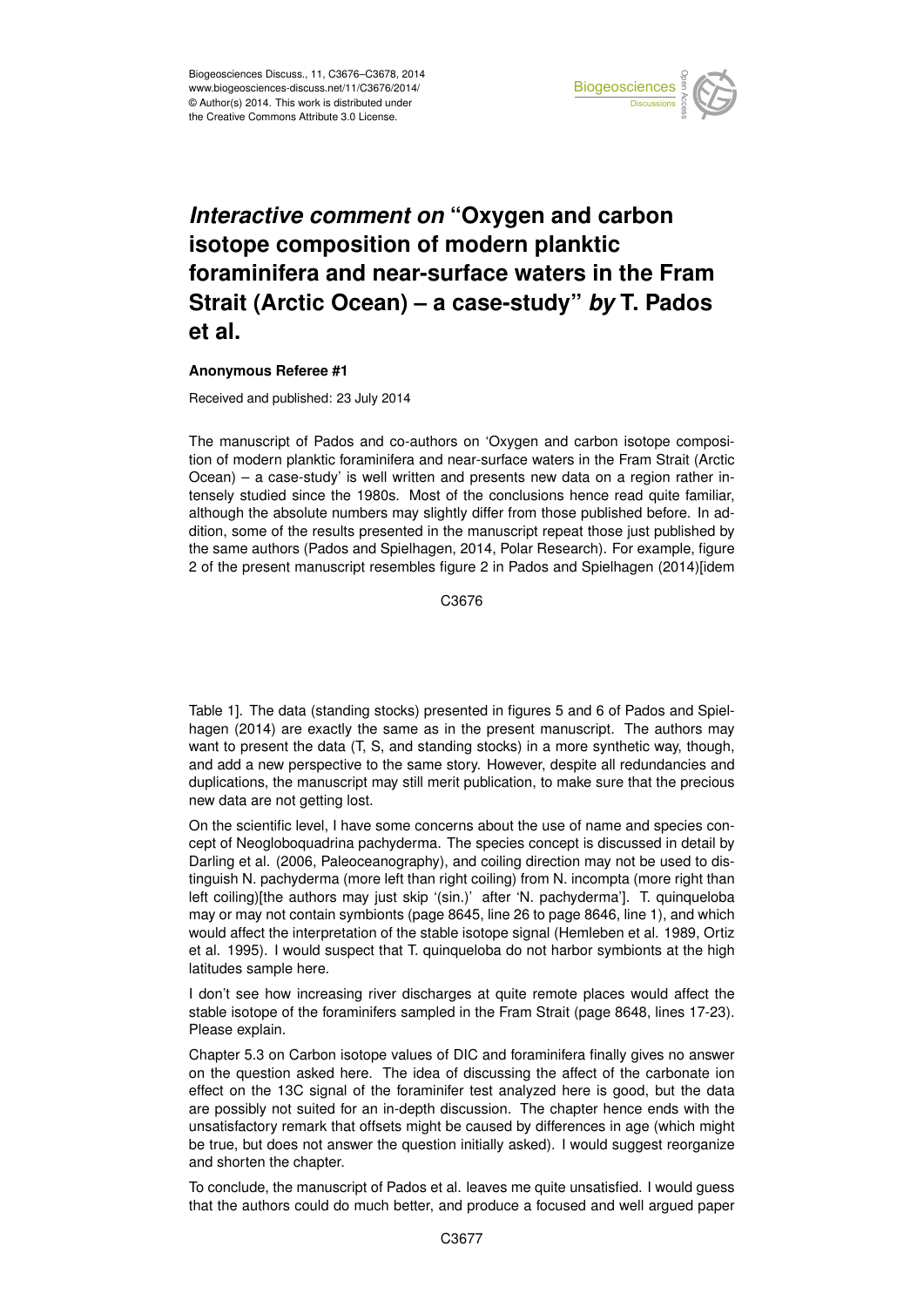# *Interactive comment on* "Oxygen and carbon isotope composition of modern planktic foraminifera and near-surface waters in the Fram Strait (Arctic Ocean) – a case-study" *by* T. Pados et al.

**Anonymous Referee #1**

Received and published: 23 July 2014

The manuscript of Pados and co-authors on 'Oxygen and carbon isotope composition of modern planktic foraminifera and near-surface waters in the Fram Strait (Arctic Ocean) – a case-study' is well written and presents new data on a region rather intensely studied since the 1980s. Most of the conclusions hence read quite familiar, although the absolute numbers may slightly differ from those published before. In addition, some of the results presented in the manuscript repeat those just published by the same authors (Pados and Spielhagen, 2014, Polar Research). For example, figure 2 of the present manuscript resembles figure 2 in Pados and Spielhagen (2014)[idem Table 1]. The data (standing stocks) presented in figures 5 and 6 of Pados and Spielhagen (2014) are exactly the same as in the present manuscript. The authors may want to present the data (T, S, and standing stocks) in a more synthetic way, though, and add a new perspective to the same story. However, despite all redundancies and duplications, the manuscript may still merit publication, to make sure that the precious new data are not getting lost.

On the scientific level, I have some concerns about the use of name and species concept of Neogloboquadrina pachyderma. The species concept is discussed in detail by Darling et al. (2006, Paleoceanography), and coiling direction may not be used to distinguish N. pachyderma (more left than right coiling) from N. incompta (more right than left coiling)[the authors may just skip '(sin.)' after 'N. pachyderma']. T. quinqueloba may or may not contain symbionts (page 8645, line 26 to page 8646, line 1), and which would affect the interpretation of the stable isotope signal (Hemleben et al. 1989, Ortiz et al. 1995). I would suspect that T. quinqueloba do not harbor symbionts at the high latitudes sample here.

I don't see how increasing river discharges at quite remote places would affect the stable isotope of the foraminifers sampled in the Fram Strait (page 8648, lines 17-23). Please explain.

Chapter 5.3 on Carbon isotope values of DIC and foraminifera finally gives no answer on the question asked here. The idea of discussing the affect of the carbonate ion effect on the 13C signal of the foraminifer test analyzed here is good, but the data are possibly not suited for an in-depth discussion. The chapter hence ends with the unsatisfactory remark that offsets might be caused by differences in age (which might be true, but does not answer the question initially asked). I would suggest reorganize and shorten the chapter.

To conclude, the manuscript of Pados et al. leaves me quite unsatisfied. I would guess that the authors could do much better, and produce a focused and well argued paper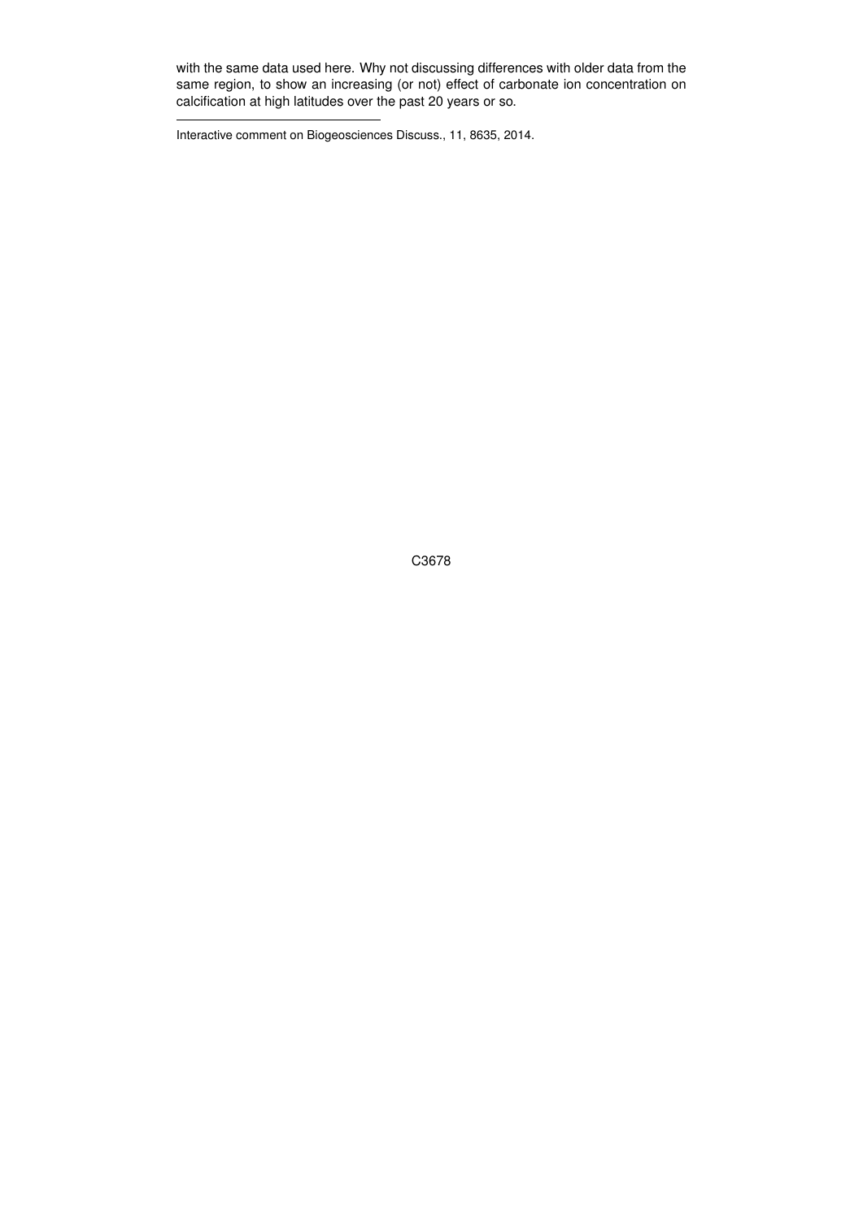with the same data used here. Why not discussing differences with older data from the same region, to show an increasing (or not) effect of carbonate ion concentration on calcification at high latitudes over the past 20 years or so.

---

Interactive comment on Biogeosciences Discuss., 11, 8635, 2014.